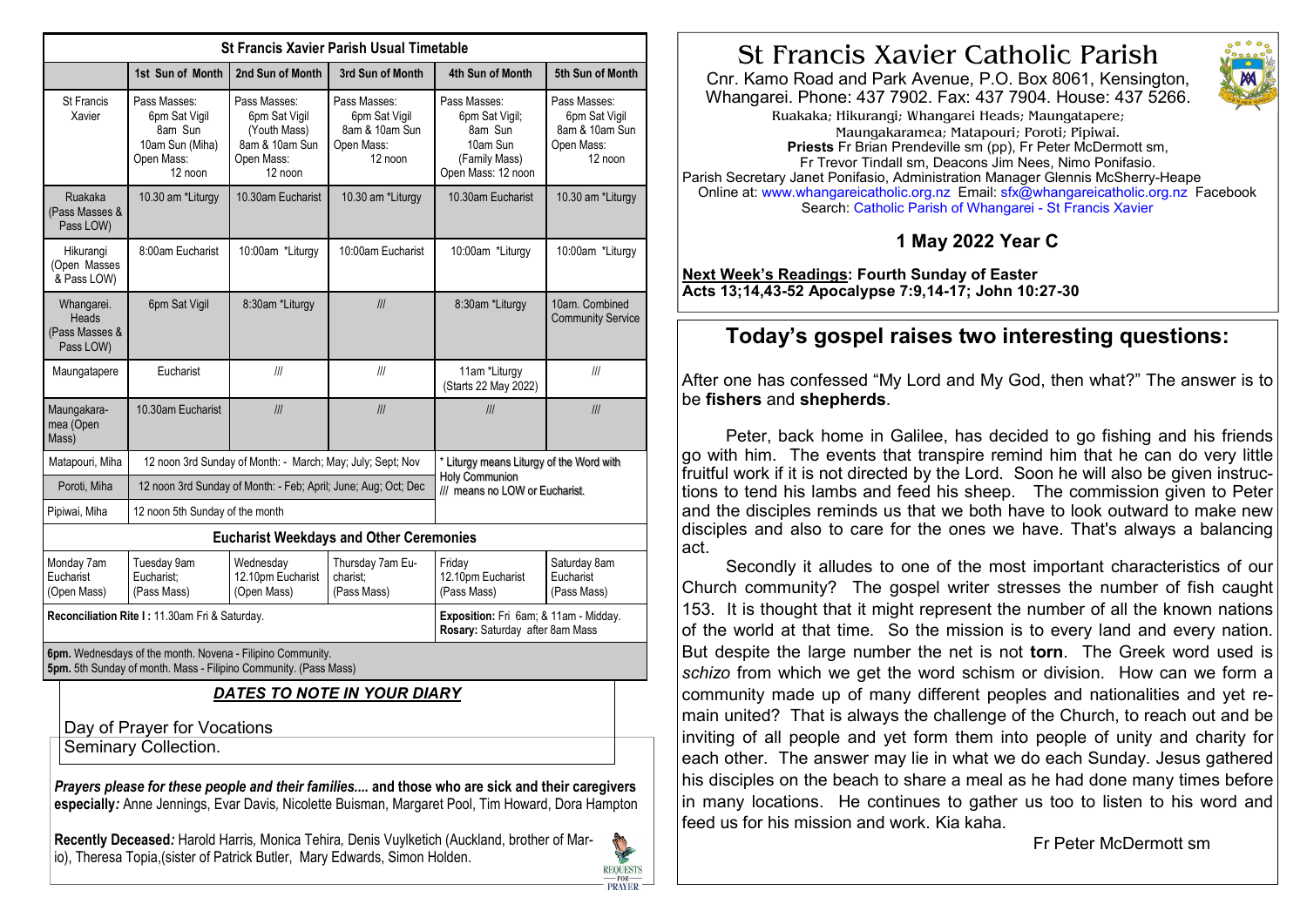# St Francis Xavier Catholic Parish

Cnr. Kamo Road and Park Avenue, P.O. Box 8061, Kensington, Whangarei. Phone: 437 7902. Fax: 437 7904. House: 437 5266.

Ruakaka; Hikurangi; Whangarei Heads; Maungatapere; Maungakaramea; Matapouri; Poroti; Pipiwai.

**Priests** Fr Brian Prendeville sm (pp), Fr Peter McDermott sm, Fr Trevor Tindall sm, Deacons Jim Nees, Nimo Ponifasio.

Parish Secretary Janet Ponifasio, Administration Manager Glennis McSherry-Heape

Online at: www.whangareicatholic.org.nz Email: sfx@whangareicatholic.org.nz Facebook Search: Catholic Parish of Whangarei - St Francis Xavier

## 1 May 2022 Year C

**Next Week's Readings: Fourth Sunday of Easter**
**Acts 13;14,43-52 Apocalypse 7:9,14-17; John 10:27-30**

## Today's gospel raises two interesting questions:

After one has confessed "My Lord and My God, then what?" The answer is to be **fishers** and **shepherds**.

Peter, back home in Galilee, has decided to go fishing and his friends go with him. The events that transpire remind him that he can do very little fruitful work if it is not directed by the Lord. Soon he will also be given instructions to tend his lambs and feed his sheep. The commission given to Peter and the disciples reminds us that we both have to look outward to make new disciples and also to care for the ones we have. That's always a balancing act.

Secondly it alludes to one of the most important characteristics of our Church community? The gospel writer stresses the number of fish caught 153. It is thought that it might represent the number of all the known nations of the world at that time. So the mission is to every land and every nation. But despite the large number the net is not **torn**. The Greek word used is *schizo* from which we get the word schism or division. How can we form a community made up of many different peoples and nationalities and yet remain united? That is always the challenge of the Church, to reach out and be inviting of all people and yet form them into people of unity and charity for each other. The answer may lie in what we do each Sunday. Jesus gathered his disciples on the beach to share a meal as he had done many times before in many locations. He continues to gather us too to listen to his word and feed us for his mission and work. Kia kaha.

Fr Peter McDermott sm

## St Francis Xavier Parish Usual Timetable

| | 1st Sun of Month | 2nd Sun of Month | 3rd Sun of Month | 4th Sun of Month | 5th Sun of Month |
|---|---|---|---|---|---|
| St Francis Xavier | Pass Masses: 6pm Sat Vigil 8am Sun 10am Sun (Miha) Open Mass: 12 noon | Pass Masses: 6pm Sat Vigil (Youth Mass) 8am & 10am Sun Open Mass: 12 noon | Pass Masses: 6pm Sat Vigil 8am & 10am Sun Open Mass: 12 noon | Pass Masses: 6pm Sat Vigil; 8am Sun 10am Sun (Family Mass) Open Mass: 12 noon | Pass Masses: 6pm Sat Vigil 8am & 10am Sun Open Mass: 12 noon |
| Ruakaka (Pass Masses & Pass LOW) | 10.30 am *Liturgy | 10.30am Eucharist | 10.30 am *Liturgy | 10.30am Eucharist | 10.30 am *Liturgy |
| Hikurangi (Open Masses & Pass LOW) | 8:00am Eucharist | 10:00am *Liturgy | 10:00am Eucharist | 10:00am *Liturgy | 10:00am *Liturgy |
| Whangarei. Heads (Pass Masses & Pass LOW) | 6pm Sat Vigil | 8:30am *Liturgy | /// | 8:30am *Liturgy | 10am. Combined Community Service |
| Maungatapere | Eucharist | /// | /// | 11am *Liturgy (Starts 22 May 2022) | /// |
| Maungakaramea (Open Mass) | 10.30am Eucharist | /// | /// | /// | /// |
| Matapouri, Miha | 12 noon 3rd Sunday of Month: - March; May; July; Sept; Nov | | | * Liturgy means Liturgy of the Word with Holy Communion /// means no LOW or Eucharist. | |
| Poroti, Miha | 12 noon 3rd Sunday of Month: - Feb; April; June; Aug; Oct; Dec | | | | |
| Pipiwai, Miha | 12 noon 5th Sunday of the month | | | | |

### Eucharist Weekdays and Other Ceremonies

| Monday | Tuesday | Wednesday | Thursday | Friday | Saturday |
|---|---|---|---|---|---|
| Monday 7am Eucharist (Open Mass) | Tuesday 9am Eucharist; (Pass Mass) | Wednesday 12.10pm Eucharist (Open Mass) | Thursday 7am Eucharist; (Pass Mass) | Friday 12.10pm Eucharist (Pass Mass) | Saturday 8am Eucharist (Pass Mass) |
| Reconciliation Rite I : 11.30am Fri & Saturday. | | | | Exposition: Fri 6am; & 11am - Midday. Rosary: Saturday after 8am Mass | |

**6pm.** Wednesdays of the month. Novena - Filipino Community.
**5pm.** 5th Sunday of month. Mass - Filipino Community. (Pass Mass)

### *DATES TO NOTE IN YOUR DIARY*

Day of Prayer for Vocations
Seminary Collection.

***Prayers please for these people and their families....* and those who are sick and their caregivers especially*:*** Anne Jennings, Evar Davis, Nicolette Buisman, Margaret Pool, Tim Howard, Dora Hampton

**Recently Deceased*:*** Harold Harris, Monica Tehira, Denis Vuylketich (Auckland, brother of Mario), Theresa Topia,(sister of Patrick Butler, Mary Edwards, Simon Holden.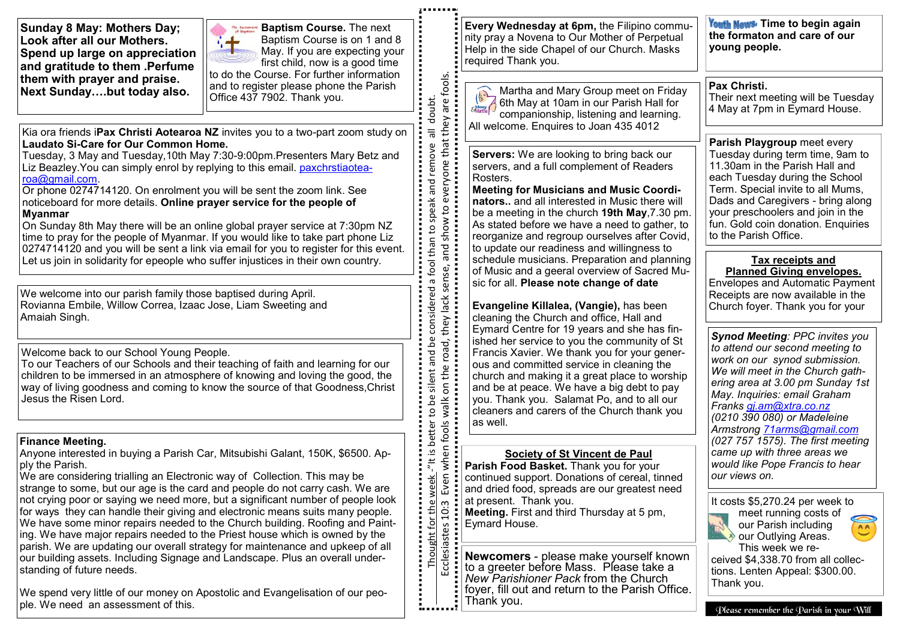**Sunday 8 May: Mothers Day; Look after all our Mothers. Spend up large on appreciation and gratitude to them .Perfume them with prayer and praise. Next Sunday….but today also.**

**Baptism Course.** The next Baptism Course is on 1 and 8 May. If you are expecting your first child, now is a good time to do the Course. For further information and to register please phone the Parish Office 437 7902. Thank you.

Kia ora friends i**Pax Christi Aotearoa NZ** invites you to a two-part zoom study on **Laudato Si-Care for Our Common Home.**
Tuesday, 3 May and Tuesday,10th May 7:30-9:00pm.Presenters Mary Betz and Liz Beazley.You can simply enrol by replying to this email. paxchrstiaotea-roa@gmail.com.
Or phone 0274714120. On enrolment you will be sent the zoom link. See noticeboard for more details. **Online prayer service for the people of Myanmar**
On Sunday 8th May there will be an online global prayer service at 7:30pm NZ time to pray for the people of Myanmar. If you would like to take part phone Liz 0274714120 and you will be sent a link via email for you to register for this event. Let us join in solidarity for epeople who suffer injustices in their own country.

We welcome into our parish family those baptised during April.
Rovianna Embile, Willow Correa, Izaac Jose, Liam Sweeting and Amaiah Singh.

Welcome back to our School Young People.
To our Teachers of our Schools and their teaching of faith and learning for our children to be immersed in an atmosphere of knowing and loving the good, the way of living goodness and coming to know the source of that Goodness,Christ Jesus the Risen Lord.

**Finance Meeting.**
Anyone interested in buying a Parish Car, Mitsubishi Galant, 150K, $6500. Apply the Parish.
We are considering trialling an Electronic way of Collection. This may be strange to some, but our age is the card and people do not carry cash. We are not crying poor or saying we need more, but a significant number of people look for ways they can handle their giving and electronic means suits many people. We have some minor repairs needed to the Church building. Roofing and Painting. We have major repairs needed to the Priest house which is owned by the parish. We are updating our overall strategy for maintenance and upkeep of all our building assets. Including Signage and Landscape. Plus an overall understanding of future needs.

We spend very little of our money on Apostolic and Evangelisation of our people. We need an assessment of this.

Thought for the week -"It is better to be silent and be considered a fool than to speak and remove all doubt. Ecclesiastes 10:3 Even when fools walk on the road, they lack sense, and show to everyone that they are fools.

**Every Wednesday at 6pm,** the Filipino community pray a Novena to Our Mother of Perpetual Help in the side Chapel of our Church. Masks required Thank you.

Martha and Mary Group meet on Friday 6th May at 10am in our Parish Hall for companionship, listening and learning. All welcome. Enquires to Joan 435 4012

**Servers:** We are looking to bring back our servers, and a full complement of Readers Rosters.
**Meeting for Musicians and Music Coordinators..** and all interested in Music there will be a meeting in the church **19th May**,7.30 pm. As stated before we have a need to gather, to reorganize and regroup ourselves after Covid, to update our readiness and willingness to schedule musicians. Preparation and planning of Music and a geeral overview of Sacred Music for all. **Please note change of date**

**Evangeline Killalea, (Vangie),** has been cleaning the Church and office, Hall and Eymard Centre for 19 years and she has finished her service to the community of St Francis Xavier. We thank you for your generous and committed service in cleaning the church and making it a great place to worship and be at peace. We have a big debt to pay you. Thank you. Salamat Po, and to all our cleaners and carers of the Church thank you as well.

**Society of St Vincent de Paul**
**Parish Food Basket.** Thank you for your continued support. Donations of cereal, tinned and dried food, spreads are our greatest need at present. Thank you.
**Meeting.** First and third Thursday at 5 pm, Eymard House.

**Newcomers** - please make yourself known to a greeter before Mass. Please take a *New Parishioner Pack* from the Church foyer, fill out and return to the Parish Office. Thank you.

**Youth News: Time to begin again the formaton and care of our young people.**

**Pax Christi.**
Their next meeting will be Tuesday 4 May at 7pm in Eymard House.

**Parish Playgroup** meet every Tuesday during term time, 9am to 11.30am in the Parish Hall and each Tuesday during the School Term. Special invite to all Mums, Dads and Caregivers - bring along your preschoolers and join in the fun. Gold coin donation. Enquiries to the Parish Office.

**Tax receipts and Planned Giving envelopes.**
Envelopes and Automatic Payment Receipts are now available in the Church foyer. Thank you for your

***Synod Meeting**: PPC invites you to attend our second meeting to work on our synod submission. We will meet in the Church gathering area at 3.00 pm Sunday 1st May. Inquiries: email Graham Franks gj.am@xtra.co.nz (0210 390 080) or Madeleine Armstrong 71arms@gmail.com (027 757 1575). The first meeting came up with three areas we would like Pope Francis to hear our views on.*

It costs $5,270.24 per week to meet running costs of our Parish including our Outlying Areas. This week we received $4,338.70 from all collections. Lenten Appeal: $300.00. Thank you.

Please remember the Parish in your Will